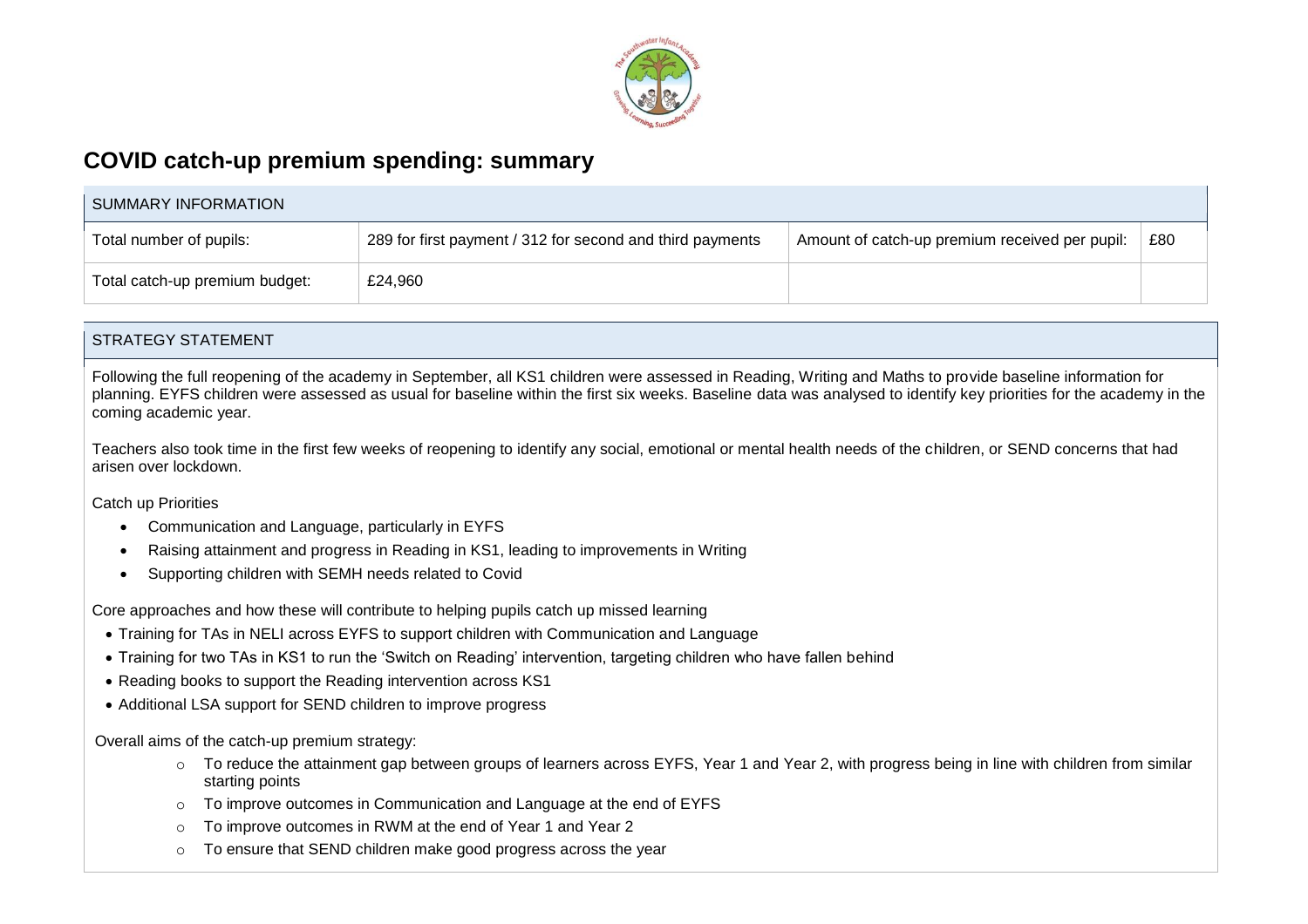# COVID catch-up premium spending: summary

| SUMMARY INFORMATION | | | |
|---|---|---|---|
| Total number of pupils: | 289 for first payment / 312 for second and third payments | Amount of catch-up premium received per pupil: | £80 |
| Total catch-up premium budget: | £24,960 | | |

## STRATEGY STATEMENT

Following the full reopening of the academy in September, all KS1 children were assessed in Reading, Writing and Maths to provide baseline information for planning. EYFS children were assessed as usual for baseline within the first six weeks. Baseline data was analysed to identify key priorities for the academy in the coming academic year.

Teachers also took time in the first few weeks of reopening to identify any social, emotional or mental health needs of the children, or SEND concerns that had arisen over lockdown.

Catch up Priorities

- Communication and Language, particularly in EYFS
- Raising attainment and progress in Reading in KS1, leading to improvements in Writing
- Supporting children with SEMH needs related to Covid

Core approaches and how these will contribute to helping pupils catch up missed learning

- Training for TAs in NELI across EYFS to support children with Communication and Language
- Training for two TAs in KS1 to run the 'Switch on Reading' intervention, targeting children who have fallen behind
- Reading books to support the Reading intervention across KS1
- Additional LSA support for SEND children to improve progress

Overall aims of the catch-up premium strategy:

- To reduce the attainment gap between groups of learners across EYFS, Year 1 and Year 2, with progress being in line with children from similar starting points
- To improve outcomes in Communication and Language at the end of EYFS
- To improve outcomes in RWM at the end of Year 1 and Year 2
- To ensure that SEND children make good progress across the year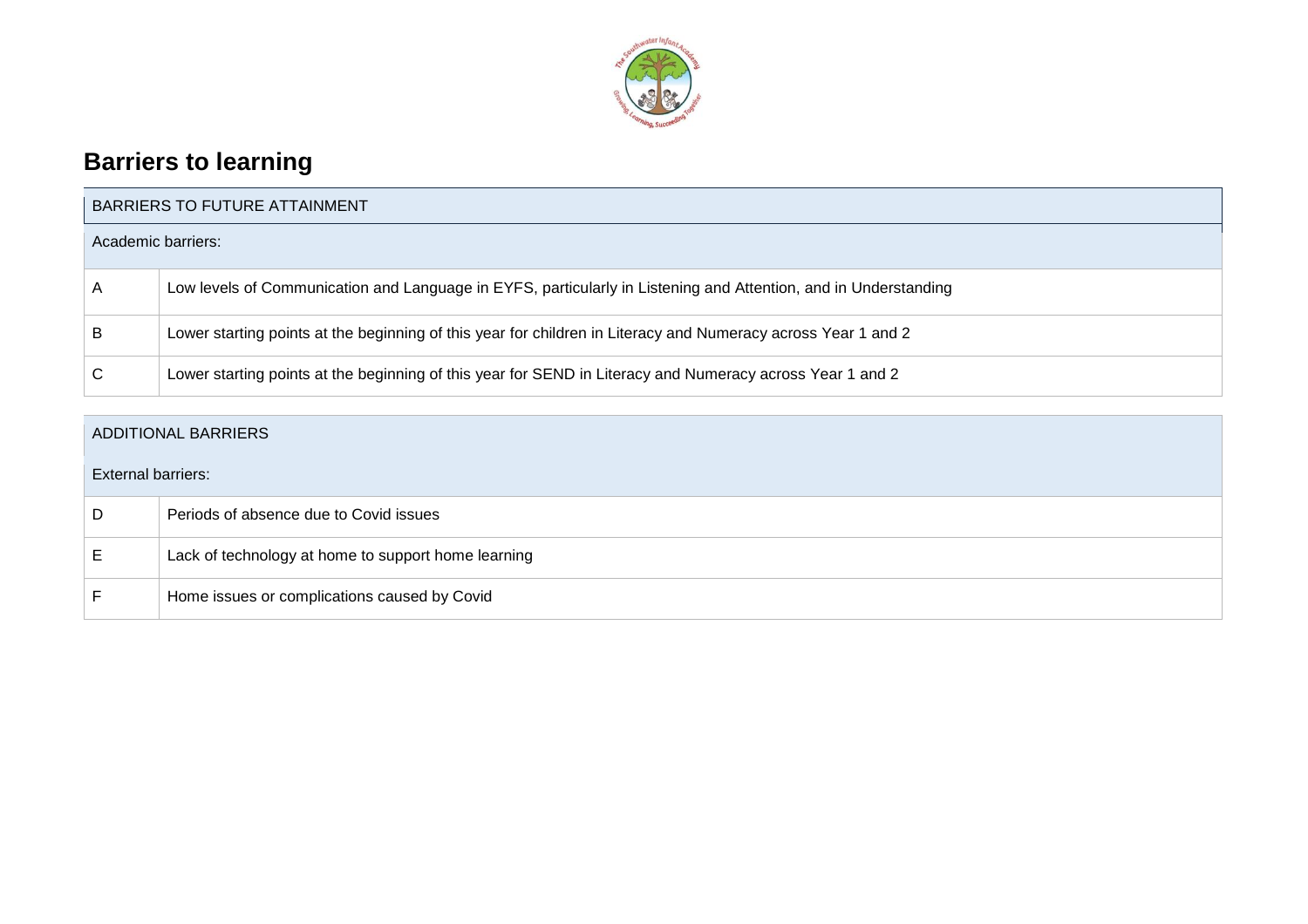## Barriers to learning

| BARRIERS TO FUTURE ATTAINMENT | |
|---|---|
| Academic barriers: | |
| A | Low levels of Communication and Language in EYFS, particularly in Listening and Attention, and in Understanding |
| B | Lower starting points at the beginning of this year for children in Literacy and Numeracy across Year 1 and 2 |
| C | Lower starting points at the beginning of this year for SEND in Literacy and Numeracy across Year 1 and 2 |

| ADDITIONAL BARRIERS | |
|---|---|
| External barriers: | |
| D | Periods of absence due to Covid issues |
| E | Lack of technology at home to support home learning |
| F | Home issues or complications caused by Covid |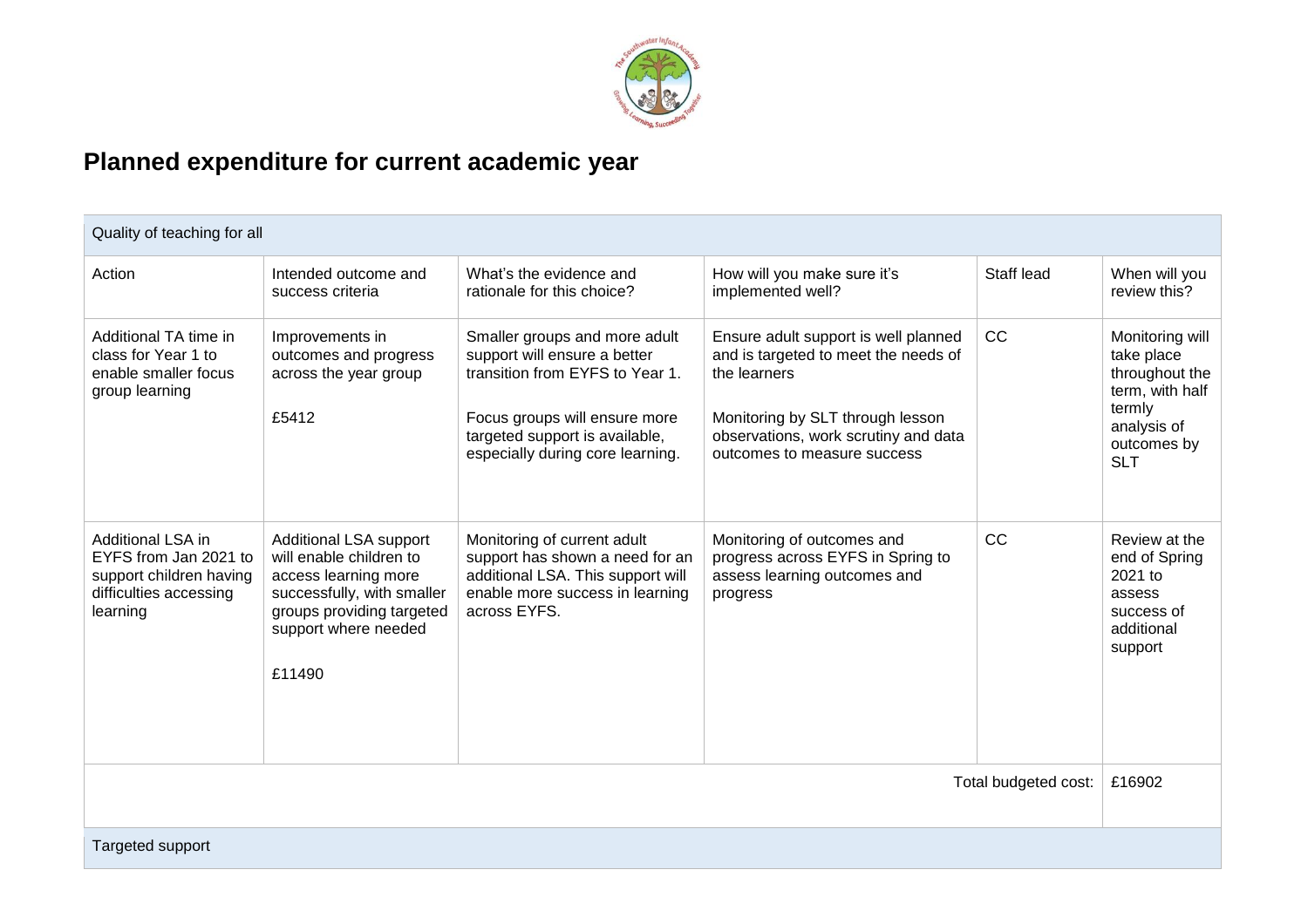# Planned expenditure for current academic year

| Quality of teaching for all | | | | | |
|---|---|---|---|---|---|
| Action | Intended outcome and success criteria | What's the evidence and rationale for this choice? | How will you make sure it's implemented well? | Staff lead | When will you review this? |
| Additional TA time in class for Year 1 to enable smaller focus group learning | Improvements in outcomes and progress across the year group<br><br>£5412 | Smaller groups and more adult support will ensure a better transition from EYFS to Year 1.<br><br>Focus groups will ensure more targeted support is available, especially during core learning. | Ensure adult support is well planned and is targeted to meet the needs of the learners<br><br>Monitoring by SLT through lesson observations, work scrutiny and data outcomes to measure success | CC | Monitoring will take place throughout the term, with half termly analysis of outcomes by SLT |
| Additional LSA in EYFS from Jan 2021 to support children having difficulties accessing learning | Additional LSA support will enable children to access learning more successfully, with smaller groups providing targeted support where needed<br><br>£11490 | Monitoring of current adult support has shown a need for an additional LSA. This support will enable more success in learning across EYFS. | Monitoring of outcomes and progress across EYFS in Spring to assess learning outcomes and progress | CC | Review at the end of Spring 2021 to assess success of additional support |
| | | | | Total budgeted cost: | £16902 |

| Targeted support |
|---|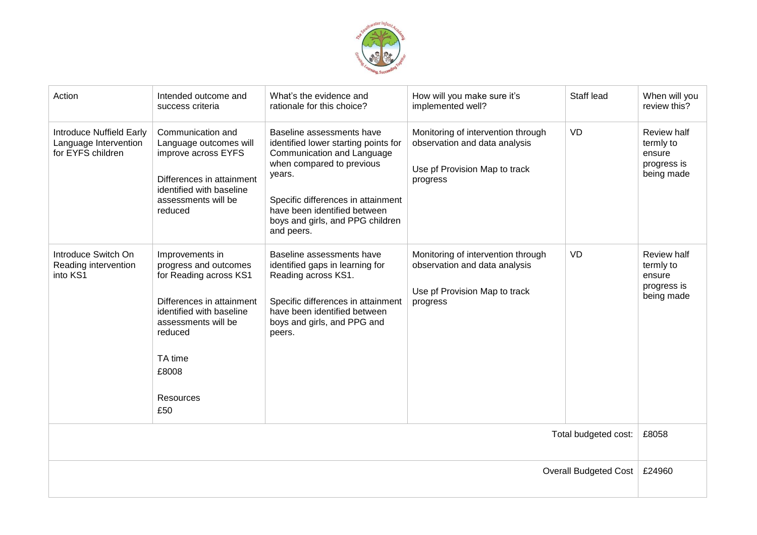| Action | Intended outcome and success criteria | What's the evidence and rationale for this choice? | How will you make sure it's implemented well? | Staff lead | When will you review this? |
|---|---|---|---|---|---|
| Introduce Nuffield Early Language Intervention for EYFS children | Communication and Language outcomes will improve across EYFS<br><br>Differences in attainment identified with baseline assessments will be reduced | Baseline assessments have identified lower starting points for Communication and Language when compared to previous years.<br><br>Specific differences in attainment have been identified between boys and girls, and PPG children and peers. | Monitoring of intervention through observation and data analysis<br><br>Use pf Provision Map to track progress | VD | Review half termly to ensure progress is being made |
| Introduce Switch On Reading intervention into KS1 | Improvements in progress and outcomes for Reading across KS1<br><br>Differences in attainment identified with baseline assessments will be reduced<br><br>TA time<br>£8008<br><br>Resources<br>£50 | Baseline assessments have identified gaps in learning for Reading across KS1.<br><br>Specific differences in attainment have been identified between boys and girls, and PPG and peers. | Monitoring of intervention through observation and data analysis<br><br>Use pf Provision Map to track progress | VD | Review half termly to ensure progress is being made |
| | | | | Total budgeted cost: | £8058 |
| | | | | Overall Budgeted Cost | £24960 |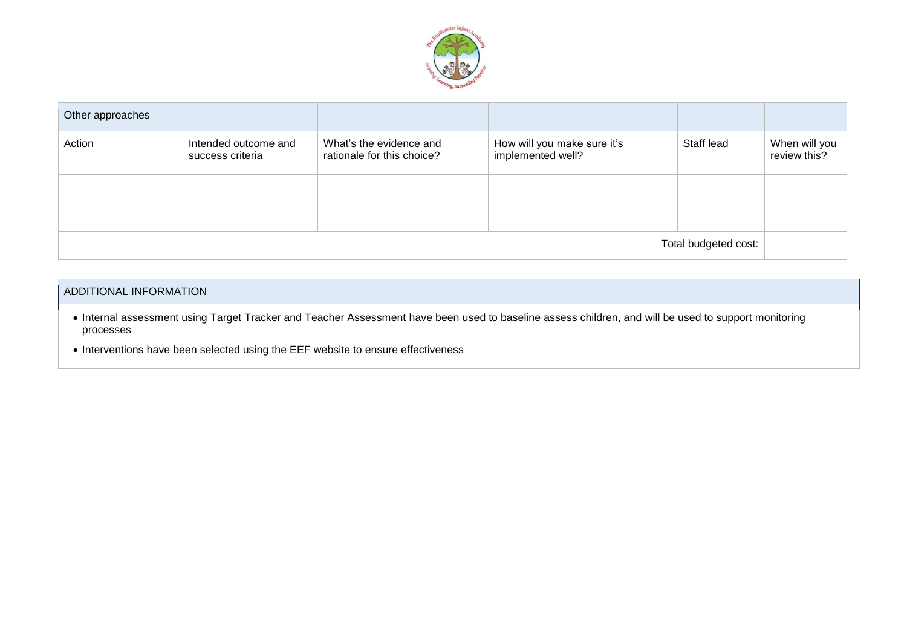| Other approaches | | | | | |
|---|---|---|---|---|---|
| Action | Intended outcome and success criteria | What's the evidence and rationale for this choice? | How will you make sure it's implemented well? | Staff lead | When will you review this? |
| | | | | | |
| | | | | | |
| | | | | Total budgeted cost: | |

## ADDITIONAL INFORMATION

- Internal assessment using Target Tracker and Teacher Assessment have been used to baseline assess children, and will be used to support monitoring processes
- Interventions have been selected using the EEF website to ensure effectiveness